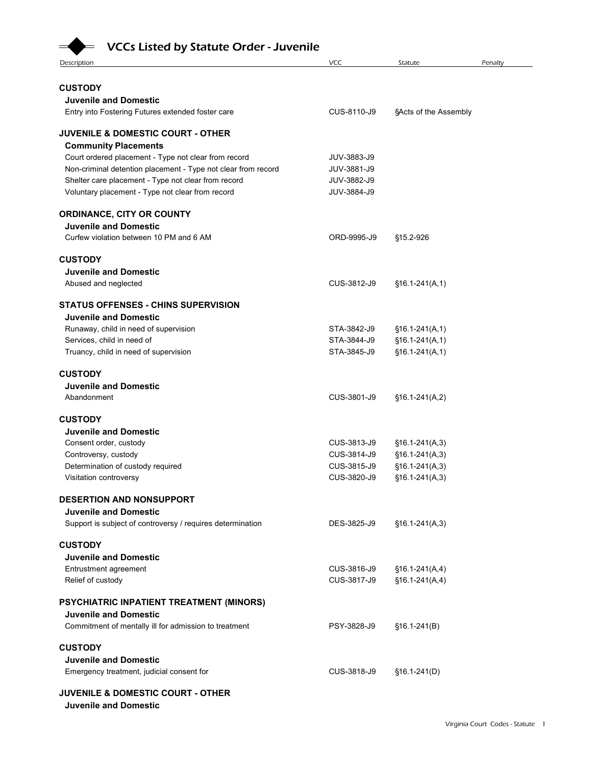# VCCs Listed by Statute Order - Juvenile

| Description | VCC | Statute | Penalty |
|---|---|---|---|
| **CUSTODY** | | | |
| **Juvenile and Domestic** | | | |
| Entry into Fostering Futures extended foster care | CUS-8110-J9 | §Acts of the Assembly | |
| **JUVENILE & DOMESTIC COURT - OTHER** | | | |
| **Community Placements** | | | |
| Court ordered placement - Type not clear from record | JUV-3883-J9 | | |
| Non-criminal detention placement - Type not clear from record | JUV-3881-J9 | | |
| Shelter care placement - Type not clear from record | JUV-3882-J9 | | |
| Voluntary placement - Type not clear from record | JUV-3884-J9 | | |
| **ORDINANCE, CITY OR COUNTY** | | | |
| **Juvenile and Domestic** | | | |
| Curfew violation between 10 PM and 6 AM | ORD-9995-J9 | §15.2-926 | |
| **CUSTODY** | | | |
| **Juvenile and Domestic** | | | |
| Abused and neglected | CUS-3812-J9 | §16.1-241(A,1) | |
| **STATUS OFFENSES - CHINS SUPERVISION** | | | |
| **Juvenile and Domestic** | | | |
| Runaway, child in need of supervision | STA-3842-J9 | §16.1-241(A,1) | |
| Services, child in need of | STA-3844-J9 | §16.1-241(A,1) | |
| Truancy, child in need of supervision | STA-3845-J9 | §16.1-241(A,1) | |
| **CUSTODY** | | | |
| **Juvenile and Domestic** | | | |
| Abandonment | CUS-3801-J9 | §16.1-241(A,2) | |
| **CUSTODY** | | | |
| **Juvenile and Domestic** | | | |
| Consent order, custody | CUS-3813-J9 | §16.1-241(A,3) | |
| Controversy, custody | CUS-3814-J9 | §16.1-241(A,3) | |
| Determination of custody required | CUS-3815-J9 | §16.1-241(A,3) | |
| Visitation controversy | CUS-3820-J9 | §16.1-241(A,3) | |
| **DESERTION AND NONSUPPORT** | | | |
| **Juvenile and Domestic** | | | |
| Support is subject of controversy / requires determination | DES-3825-J9 | §16.1-241(A,3) | |
| **CUSTODY** | | | |
| **Juvenile and Domestic** | | | |
| Entrustment agreement | CUS-3816-J9 | §16.1-241(A,4) | |
| Relief of custody | CUS-3817-J9 | §16.1-241(A,4) | |
| **PSYCHIATRIC INPATIENT TREATMENT (MINORS)** | | | |
| **Juvenile and Domestic** | | | |
| Commitment of mentally ill for admission to treatment | PSY-3828-J9 | §16.1-241(B) | |
| **CUSTODY** | | | |
| **Juvenile and Domestic** | | | |
| Emergency treatment, judicial consent for | CUS-3818-J9 | §16.1-241(D) | |
| **JUVENILE & DOMESTIC COURT - OTHER** | | | |
| **Juvenile and Domestic** | | | |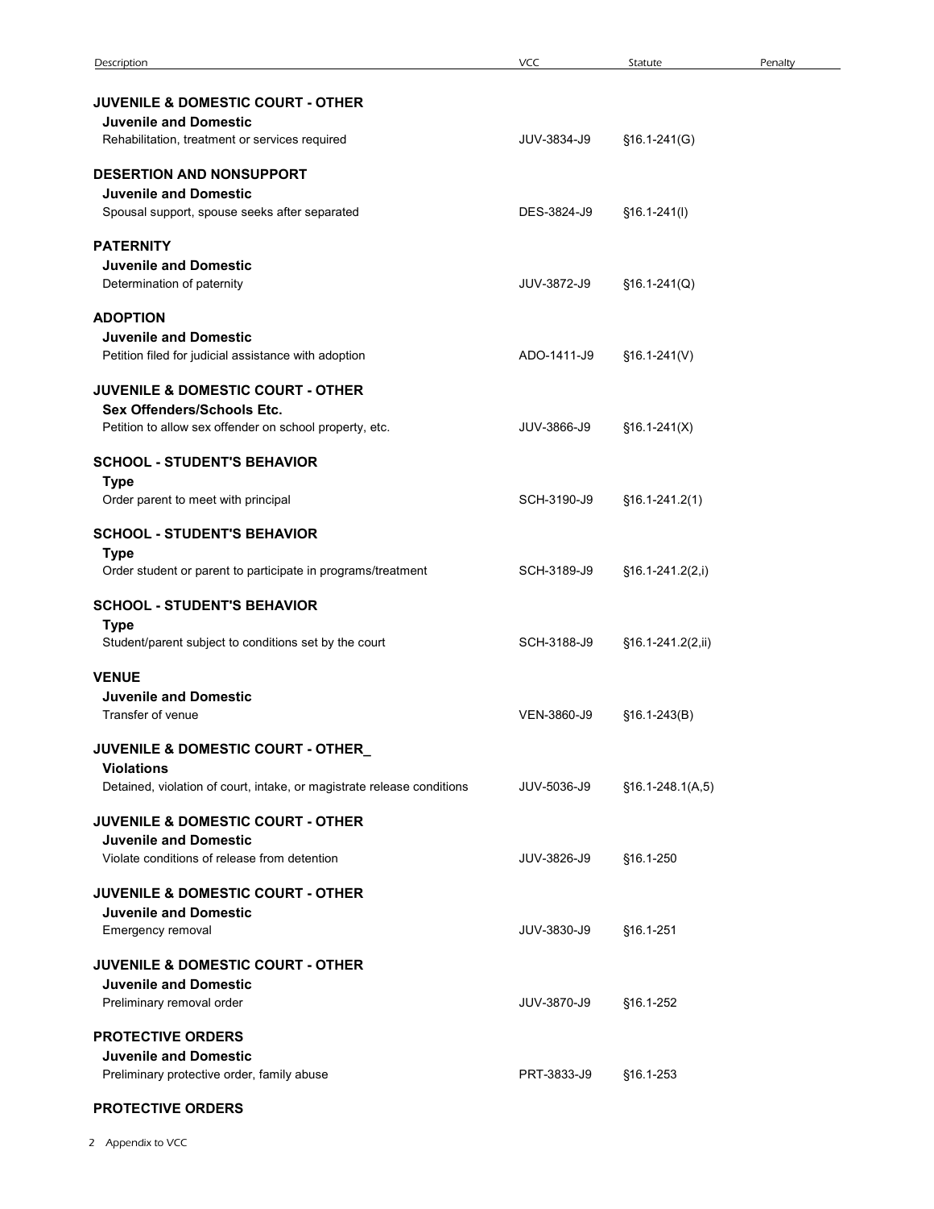| Description | VCC | Statute | Penalty |
| --- | --- | --- | --- |
| **JUVENILE & DOMESTIC COURT - OTHER** | | | |
| **Juvenile and Domestic** | | | |
| Rehabilitation, treatment or services required | JUV-3834-J9 | §16.1-241(G) | |
| **DESERTION AND NONSUPPORT** | | | |
| **Juvenile and Domestic** | | | |
| Spousal support, spouse seeks after separated | DES-3824-J9 | §16.1-241(I) | |
| **PATERNITY** | | | |
| **Juvenile and Domestic** | | | |
| Determination of paternity | JUV-3872-J9 | §16.1-241(Q) | |
| **ADOPTION** | | | |
| **Juvenile and Domestic** | | | |
| Petition filed for judicial assistance with adoption | ADO-1411-J9 | §16.1-241(V) | |
| **JUVENILE & DOMESTIC COURT - OTHER** | | | |
| **Sex Offenders/Schools Etc.** | | | |
| Petition to allow sex offender on school property, etc. | JUV-3866-J9 | §16.1-241(X) | |
| **SCHOOL - STUDENT'S BEHAVIOR** | | | |
| **Type** | | | |
| Order parent to meet with principal | SCH-3190-J9 | §16.1-241.2(1) | |
| **SCHOOL - STUDENT'S BEHAVIOR** | | | |
| **Type** | | | |
| Order student or parent to participate in programs/treatment | SCH-3189-J9 | §16.1-241.2(2,i) | |
| **SCHOOL - STUDENT'S BEHAVIOR** | | | |
| **Type** | | | |
| Student/parent subject to conditions set by the court | SCH-3188-J9 | §16.1-241.2(2,ii) | |
| **VENUE** | | | |
| **Juvenile and Domestic** | | | |
| Transfer of venue | VEN-3860-J9 | §16.1-243(B) | |
| **JUVENILE & DOMESTIC COURT - OTHER_** | | | |
| **Violations** | | | |
| Detained, violation of court, intake, or magistrate release conditions | JUV-5036-J9 | §16.1-248.1(A,5) | |
| **JUVENILE & DOMESTIC COURT - OTHER** | | | |
| **Juvenile and Domestic** | | | |
| Violate conditions of release from detention | JUV-3826-J9 | §16.1-250 | |
| **JUVENILE & DOMESTIC COURT - OTHER** | | | |
| **Juvenile and Domestic** | | | |
| Emergency removal | JUV-3830-J9 | §16.1-251 | |
| **JUVENILE & DOMESTIC COURT - OTHER** | | | |
| **Juvenile and Domestic** | | | |
| Preliminary removal order | JUV-3870-J9 | §16.1-252 | |
| **PROTECTIVE ORDERS** | | | |
| **Juvenile and Domestic** | | | |
| Preliminary protective order, family abuse | PRT-3833-J9 | §16.1-253 | |
| **PROTECTIVE ORDERS** | | | |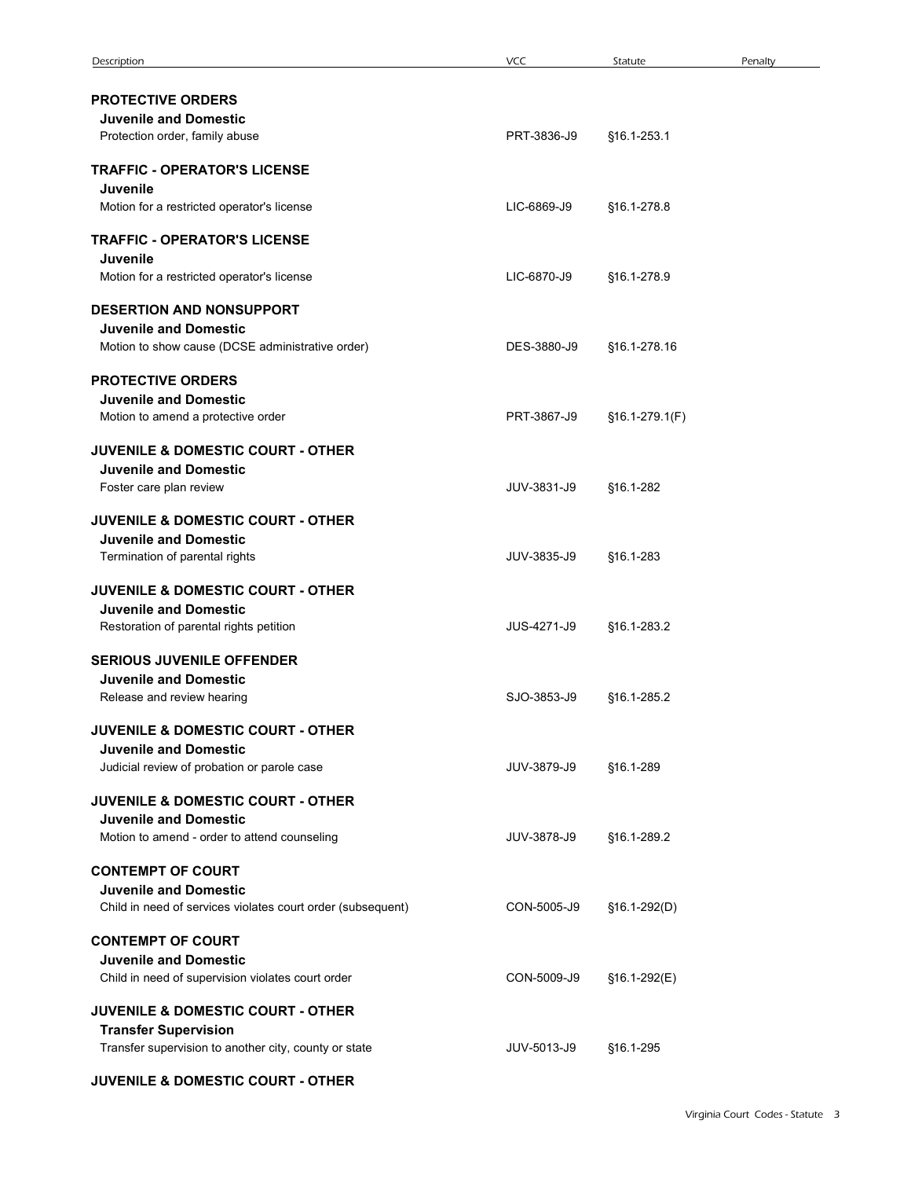| Description | VCC | Statute | Penalty |
| --- | --- | --- | --- |
| **PROTECTIVE ORDERS** | | | |
| **Juvenile and Domestic** | | | |
| Protection order, family abuse | PRT-3836-J9 | §16.1-253.1 | |
| **TRAFFIC - OPERATOR'S LICENSE** | | | |
| **Juvenile** | | | |
| Motion for a restricted operator's license | LIC-6869-J9 | §16.1-278.8 | |
| **TRAFFIC - OPERATOR'S LICENSE** | | | |
| **Juvenile** | | | |
| Motion for a restricted operator's license | LIC-6870-J9 | §16.1-278.9 | |
| **DESERTION AND NONSUPPORT** | | | |
| **Juvenile and Domestic** | | | |
| Motion to show cause (DCSE administrative order) | DES-3880-J9 | §16.1-278.16 | |
| **PROTECTIVE ORDERS** | | | |
| **Juvenile and Domestic** | | | |
| Motion to amend a protective order | PRT-3867-J9 | §16.1-279.1(F) | |
| **JUVENILE & DOMESTIC COURT - OTHER** | | | |
| **Juvenile and Domestic** | | | |
| Foster care plan review | JUV-3831-J9 | §16.1-282 | |
| **JUVENILE & DOMESTIC COURT - OTHER** | | | |
| **Juvenile and Domestic** | | | |
| Termination of parental rights | JUV-3835-J9 | §16.1-283 | |
| **JUVENILE & DOMESTIC COURT - OTHER** | | | |
| **Juvenile and Domestic** | | | |
| Restoration of parental rights petition | JUS-4271-J9 | §16.1-283.2 | |
| **SERIOUS JUVENILE OFFENDER** | | | |
| **Juvenile and Domestic** | | | |
| Release and review hearing | SJO-3853-J9 | §16.1-285.2 | |
| **JUVENILE & DOMESTIC COURT - OTHER** | | | |
| **Juvenile and Domestic** | | | |
| Judicial review of probation or parole case | JUV-3879-J9 | §16.1-289 | |
| **JUVENILE & DOMESTIC COURT - OTHER** | | | |
| **Juvenile and Domestic** | | | |
| Motion to amend - order to attend counseling | JUV-3878-J9 | §16.1-289.2 | |
| **CONTEMPT OF COURT** | | | |
| **Juvenile and Domestic** | | | |
| Child in need of services violates court order (subsequent) | CON-5005-J9 | §16.1-292(D) | |
| **CONTEMPT OF COURT** | | | |
| **Juvenile and Domestic** | | | |
| Child in need of supervision violates court order | CON-5009-J9 | §16.1-292(E) | |
| **JUVENILE & DOMESTIC COURT - OTHER** | | | |
| **Transfer Supervision** | | | |
| Transfer supervision to another city, county or state | JUV-5013-J9 | §16.1-295 | |
| **JUVENILE & DOMESTIC COURT - OTHER** | | | |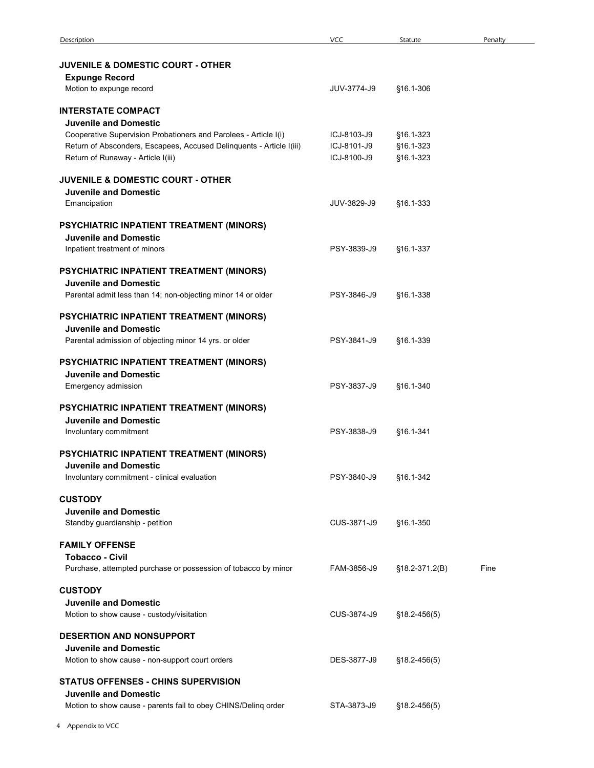| Description | VCC | Statute | Penalty |
|---|---|---|---|
| **JUVENILE & DOMESTIC COURT - OTHER** | | | |
| **Expunge Record** | | | |
| Motion to expunge record | JUV-3774-J9 | §16.1-306 | |
| **INTERSTATE COMPACT** | | | |
| **Juvenile and Domestic** | | | |
| Cooperative Supervision Probationers and Parolees - Article I(i) | ICJ-8103-J9 | §16.1-323 | |
| Return of Absconders, Escapees, Accused Delinquents - Article I(iii) | ICJ-8101-J9 | §16.1-323 | |
| Return of Runaway - Article I(iii) | ICJ-8100-J9 | §16.1-323 | |
| **JUVENILE & DOMESTIC COURT - OTHER** | | | |
| **Juvenile and Domestic** | | | |
| Emancipation | JUV-3829-J9 | §16.1-333 | |
| **PSYCHIATRIC INPATIENT TREATMENT (MINORS)** | | | |
| **Juvenile and Domestic** | | | |
| Inpatient treatment of minors | PSY-3839-J9 | §16.1-337 | |
| **PSYCHIATRIC INPATIENT TREATMENT (MINORS)** | | | |
| **Juvenile and Domestic** | | | |
| Parental admit less than 14; non-objecting minor 14 or older | PSY-3846-J9 | §16.1-338 | |
| **PSYCHIATRIC INPATIENT TREATMENT (MINORS)** | | | |
| **Juvenile and Domestic** | | | |
| Parental admission of objecting minor 14 yrs. or older | PSY-3841-J9 | §16.1-339 | |
| **PSYCHIATRIC INPATIENT TREATMENT (MINORS)** | | | |
| **Juvenile and Domestic** | | | |
| Emergency admission | PSY-3837-J9 | §16.1-340 | |
| **PSYCHIATRIC INPATIENT TREATMENT (MINORS)** | | | |
| **Juvenile and Domestic** | | | |
| Involuntary commitment | PSY-3838-J9 | §16.1-341 | |
| **PSYCHIATRIC INPATIENT TREATMENT (MINORS)** | | | |
| **Juvenile and Domestic** | | | |
| Involuntary commitment - clinical evaluation | PSY-3840-J9 | §16.1-342 | |
| **CUSTODY** | | | |
| **Juvenile and Domestic** | | | |
| Standby guardianship - petition | CUS-3871-J9 | §16.1-350 | |
| **FAMILY OFFENSE** | | | |
| **Tobacco - Civil** | | | |
| Purchase, attempted purchase or possession of tobacco by minor | FAM-3856-J9 | §18.2-371.2(B) | Fine |
| **CUSTODY** | | | |
| **Juvenile and Domestic** | | | |
| Motion to show cause - custody/visitation | CUS-3874-J9 | §18.2-456(5) | |
| **DESERTION AND NONSUPPORT** | | | |
| **Juvenile and Domestic** | | | |
| Motion to show cause - non-support court orders | DES-3877-J9 | §18.2-456(5) | |
| **STATUS OFFENSES - CHINS SUPERVISION** | | | |
| **Juvenile and Domestic** | | | |
| Motion to show cause - parents fail to obey CHINS/Delinq order | STA-3873-J9 | §18.2-456(5) | |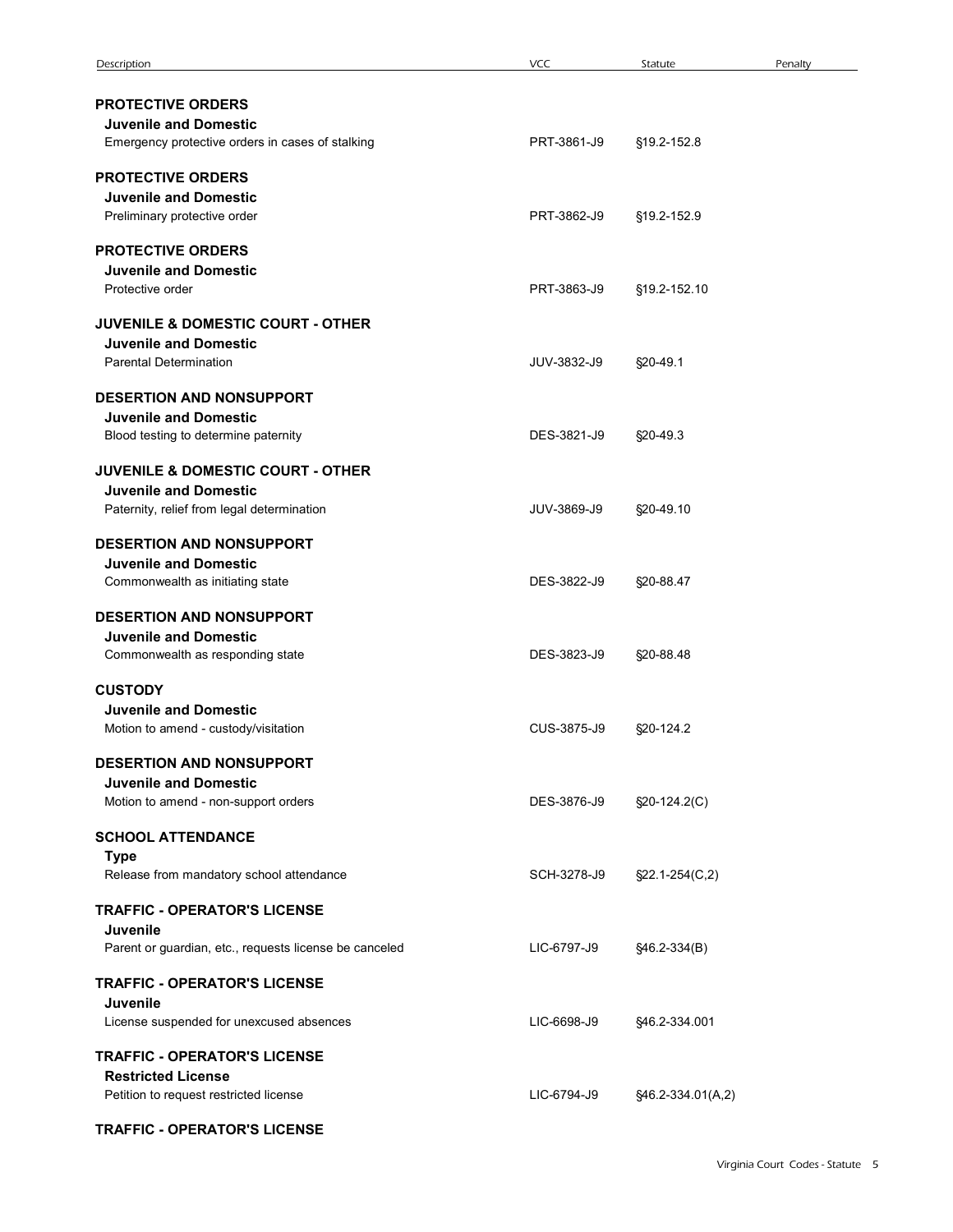| Description | VCC | Statute | Penalty |
| --- | --- | --- | --- |
| **PROTECTIVE ORDERS** | | | |
| **Juvenile and Domestic** | | | |
| Emergency protective orders in cases of stalking | PRT-3861-J9 | §19.2-152.8 | |
| **PROTECTIVE ORDERS** | | | |
| **Juvenile and Domestic** | | | |
| Preliminary protective order | PRT-3862-J9 | §19.2-152.9 | |
| **PROTECTIVE ORDERS** | | | |
| **Juvenile and Domestic** | | | |
| Protective order | PRT-3863-J9 | §19.2-152.10 | |
| **JUVENILE & DOMESTIC COURT - OTHER** | | | |
| **Juvenile and Domestic** | | | |
| Parental Determination | JUV-3832-J9 | §20-49.1 | |
| **DESERTION AND NONSUPPORT** | | | |
| **Juvenile and Domestic** | | | |
| Blood testing to determine paternity | DES-3821-J9 | §20-49.3 | |
| **JUVENILE & DOMESTIC COURT - OTHER** | | | |
| **Juvenile and Domestic** | | | |
| Paternity, relief from legal determination | JUV-3869-J9 | §20-49.10 | |
| **DESERTION AND NONSUPPORT** | | | |
| **Juvenile and Domestic** | | | |
| Commonwealth as initiating state | DES-3822-J9 | §20-88.47 | |
| **DESERTION AND NONSUPPORT** | | | |
| **Juvenile and Domestic** | | | |
| Commonwealth as responding state | DES-3823-J9 | §20-88.48 | |
| **CUSTODY** | | | |
| **Juvenile and Domestic** | | | |
| Motion to amend - custody/visitation | CUS-3875-J9 | §20-124.2 | |
| **DESERTION AND NONSUPPORT** | | | |
| **Juvenile and Domestic** | | | |
| Motion to amend - non-support orders | DES-3876-J9 | §20-124.2(C) | |
| **SCHOOL ATTENDANCE** | | | |
| **Type** | | | |
| Release from mandatory school attendance | SCH-3278-J9 | §22.1-254(C,2) | |
| **TRAFFIC - OPERATOR'S LICENSE** | | | |
| **Juvenile** | | | |
| Parent or guardian, etc., requests license be canceled | LIC-6797-J9 | §46.2-334(B) | |
| **TRAFFIC - OPERATOR'S LICENSE** | | | |
| **Juvenile** | | | |
| License suspended for unexcused absences | LIC-6698-J9 | §46.2-334.001 | |
| **TRAFFIC - OPERATOR'S LICENSE** | | | |
| **Restricted License** | | | |
| Petition to request restricted license | LIC-6794-J9 | §46.2-334.01(A,2) | |
| **TRAFFIC - OPERATOR'S LICENSE** | | | |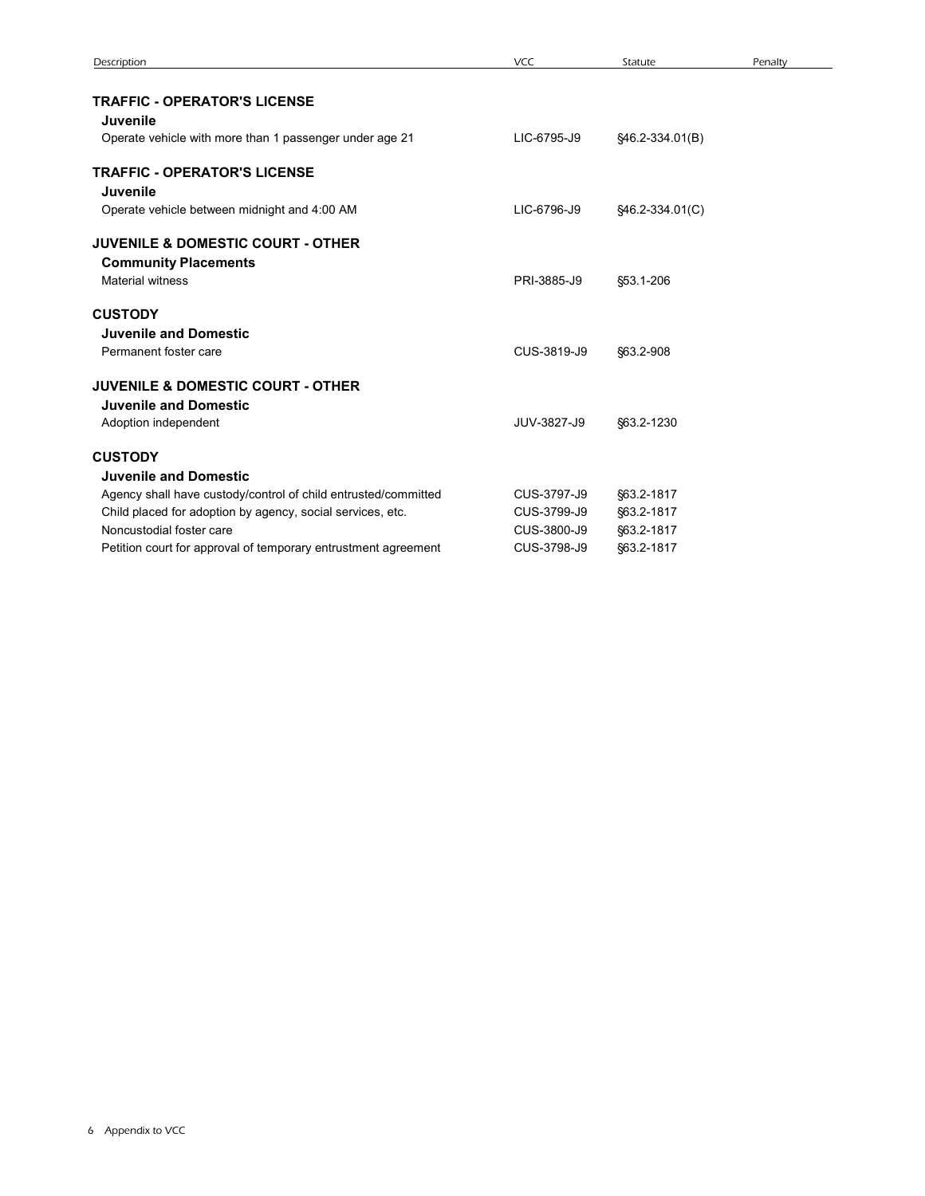| Description | VCC | Statute | Penalty |
|---|---|---|---|
| **TRAFFIC - OPERATOR'S LICENSE** | | | |
| **Juvenile** | | | |
| Operate vehicle with more than 1 passenger under age 21 | LIC-6795-J9 | §46.2-334.01(B) | |
| **TRAFFIC - OPERATOR'S LICENSE** | | | |
| **Juvenile** | | | |
| Operate vehicle between midnight and 4:00 AM | LIC-6796-J9 | §46.2-334.01(C) | |
| **JUVENILE & DOMESTIC COURT - OTHER** | | | |
| **Community Placements** | | | |
| Material witness | PRI-3885-J9 | §53.1-206 | |
| **CUSTODY** | | | |
| **Juvenile and Domestic** | | | |
| Permanent foster care | CUS-3819-J9 | §63.2-908 | |
| **JUVENILE & DOMESTIC COURT - OTHER** | | | |
| **Juvenile and Domestic** | | | |
| Adoption independent | JUV-3827-J9 | §63.2-1230 | |
| **CUSTODY** | | | |
| **Juvenile and Domestic** | | | |
| Agency shall have custody/control of child entrusted/committed | CUS-3797-J9 | §63.2-1817 | |
| Child placed for adoption by agency, social services, etc. | CUS-3799-J9 | §63.2-1817 | |
| Noncustodial foster care | CUS-3800-J9 | §63.2-1817 | |
| Petition court for approval of temporary entrustment agreement | CUS-3798-J9 | §63.2-1817 | |